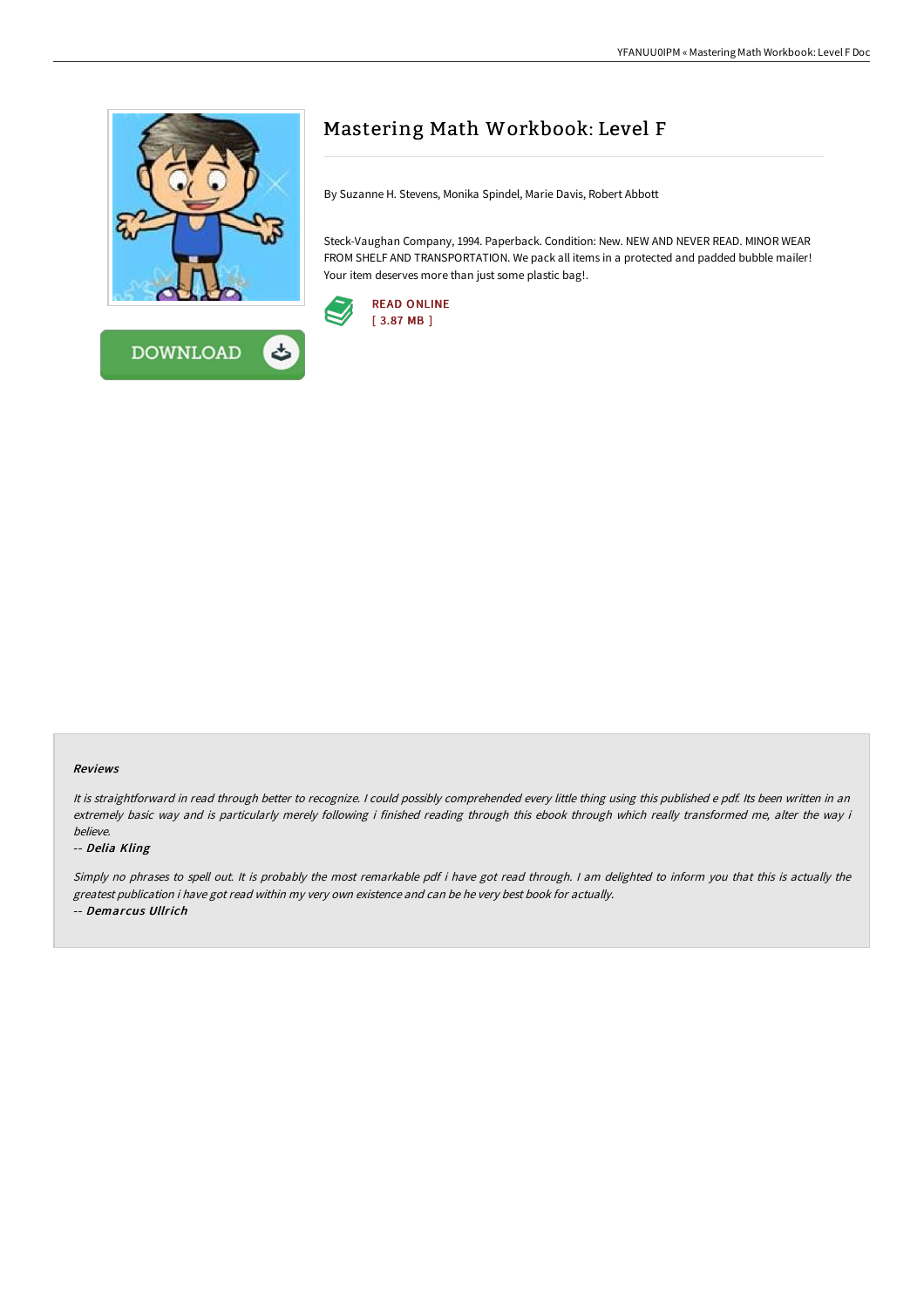# Mastering Math Workbook: Level F

By Suzanne H. Stevens, Monika Spindel, Marie Davis, Robert Abbott

Steck-Vaughan Company, 1994. Paperback. Condition: New. NEW AND NEVER READ. MINOR WEAR FROM SHELF AND TRANSPORTATION. We pack all items in a protected and padded bubble mailer! Your item deserves more than just some plastic bag!.

READ ONLINE
[ 3.87 MB ]

DOWNLOAD

#### Reviews

*It is straightforward in read through better to recognize. I could possibly comprehended every little thing using this published e pdf. Its been written in an extremely basic way and is particularly merely following i finished reading through this ebook through which really transformed me, alter the way i believe.*

-- ***Delia Kling***

*Simply no phrases to spell out. It is probably the most remarkable pdf i have got read through. I am delighted to inform you that this is actually the greatest publication i have got read within my very own existence and can be he very best book for actually.*

-- ***Demarcus Ullrich***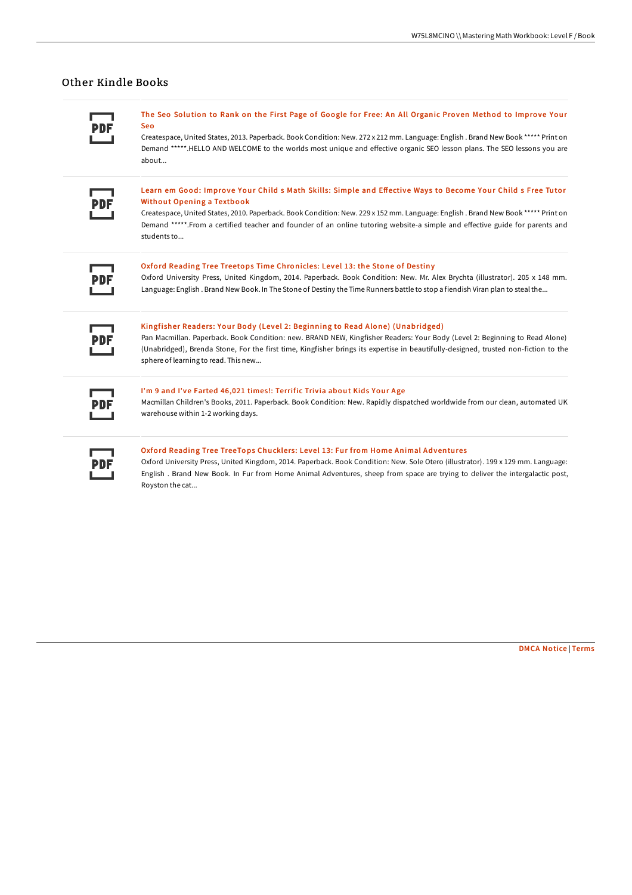## Other Kindle Books

**The Seo Solution to Rank on the First Page of Google for Free: An All Organic Proven Method to Improve Your Seo**

Createspace, United States, 2013. Paperback. Book Condition: New. 272 x 212 mm. Language: English . Brand New Book ***** Print on Demand *****.HELLO AND WELCOME to the worlds most unique and effective organic SEO lesson plans. The SEO lessons you are about...

**Learn em Good: Improve Your Child s Math Skills: Simple and Effective Ways to Become Your Child s Free Tutor Without Opening a Textbook**

Createspace, United States, 2010. Paperback. Book Condition: New. 229 x 152 mm. Language: English . Brand New Book ***** Print on Demand *****.From a certified teacher and founder of an online tutoring website-a simple and effective guide for parents and students to...

**Oxford Reading Tree Treetops Time Chronicles: Level 13: the Stone of Destiny**

Oxford University Press, United Kingdom, 2014. Paperback. Book Condition: New. Mr. Alex Brychta (illustrator). 205 x 148 mm. Language: English . Brand New Book. In The Stone of Destiny the Time Runners battle to stop a fiendish Viran plan to steal the...

**Kingfisher Readers: Your Body (Level 2: Beginning to Read Alone) (Unabridged)**

Pan Macmillan. Paperback. Book Condition: new. BRAND NEW, Kingfisher Readers: Your Body (Level 2: Beginning to Read Alone) (Unabridged), Brenda Stone, For the first time, Kingfisher brings its expertise in beautifully-designed, trusted non-fiction to the sphere of learning to read. This new...

**I'm 9 and I've Farted 46,021 times!: Terrific Trivia about Kids Your Age**

Macmillan Children's Books, 2011. Paperback. Book Condition: New. Rapidly dispatched worldwide from our clean, automated UK warehouse within 1-2 working days.

**Oxford Reading Tree TreeTops Chucklers: Level 13: Fur from Home Animal Adventures**

Oxford University Press, United Kingdom, 2014. Paperback. Book Condition: New. Sole Otero (illustrator). 199 x 129 mm. Language: English . Brand New Book. In Fur from Home Animal Adventures, sheep from space are trying to deliver the intergalactic post, Royston the cat...